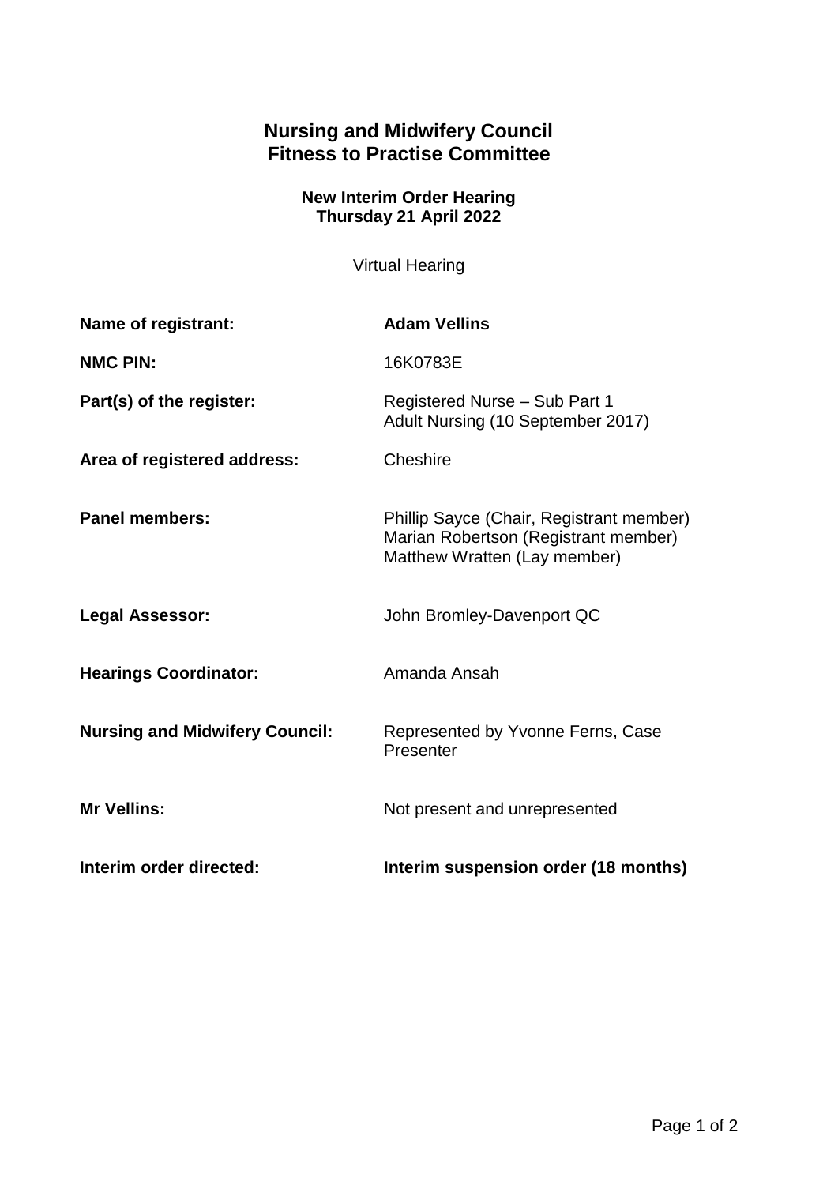# Nursing and Midwifery Council
# Fitness to Practise Committee

### New Interim Order Hearing
### Thursday 21 April 2022

Virtual Hearing

| | |
|---|---|
| **Name of registrant:** | **Adam Vellins** |
| **NMC PIN:** | 16K0783E |
| **Part(s) of the register:** | Registered Nurse – Sub Part 1<br>Adult Nursing (10 September 2017) |
| **Area of registered address:** | Cheshire |
| **Panel members:** | Phillip Sayce (Chair, Registrant member)<br>Marian Robertson (Registrant member)<br>Matthew Wratten (Lay member) |
| **Legal Assessor:** | John Bromley-Davenport QC |
| **Hearings Coordinator:** | Amanda Ansah |
| **Nursing and Midwifery Council:** | Represented by Yvonne Ferns, Case Presenter |
| **Mr Vellins:** | Not present and unrepresented |
| **Interim order directed:** | **Interim suspension order (18 months)** |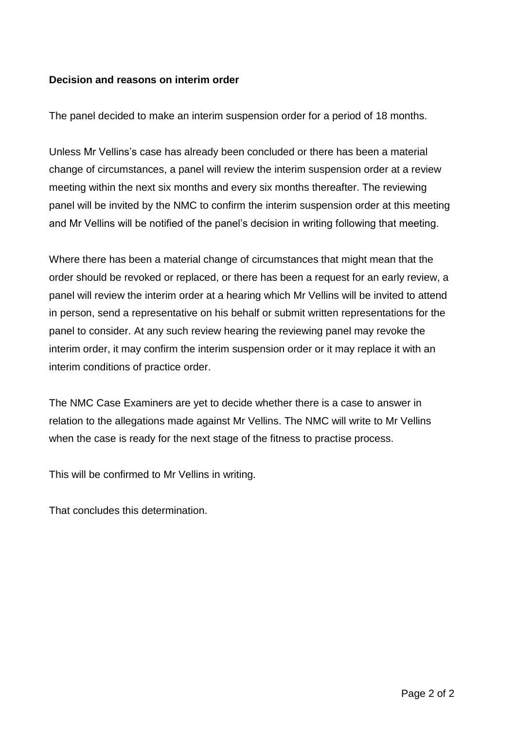**Decision and reasons on interim order**

The panel decided to make an interim suspension order for a period of 18 months.

Unless Mr Vellins's case has already been concluded or there has been a material change of circumstances, a panel will review the interim suspension order at a review meeting within the next six months and every six months thereafter. The reviewing panel will be invited by the NMC to confirm the interim suspension order at this meeting and Mr Vellins will be notified of the panel's decision in writing following that meeting.

Where there has been a material change of circumstances that might mean that the order should be revoked or replaced, or there has been a request for an early review, a panel will review the interim order at a hearing which Mr Vellins will be invited to attend in person, send a representative on his behalf or submit written representations for the panel to consider. At any such review hearing the reviewing panel may revoke the interim order, it may confirm the interim suspension order or it may replace it with an interim conditions of practice order.

The NMC Case Examiners are yet to decide whether there is a case to answer in relation to the allegations made against Mr Vellins. The NMC will write to Mr Vellins when the case is ready for the next stage of the fitness to practise process.

This will be confirmed to Mr Vellins in writing.

That concludes this determination.